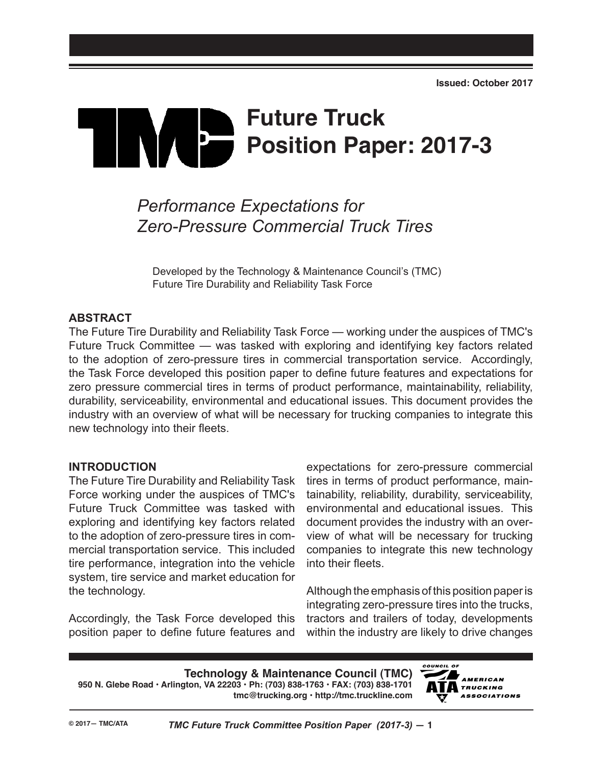Issued: October 2017

# Future Truck Position Paper: 2017-3

## *Performance Expectations for Zero-Pressure Commercial Truck Tires*

Developed by the Technology & Maintenance Council's (TMC) Future Tire Durability and Reliability Task Force

### ABSTRACT

The Future Tire Durability and Reliability Task Force — working under the auspices of TMC's Future Truck Committee — was tasked with exploring and identifying key factors related to the adoption of zero-pressure tires in commercial transportation service. Accordingly, the Task Force developed this position paper to define future features and expectations for zero pressure commercial tires in terms of product performance, maintainability, reliability, durability, serviceability, environmental and educational issues. This document provides the industry with an overview of what will be necessary for trucking companies to integrate this new technology into their fleets.

### INTRODUCTION

The Future Tire Durability and Reliability Task Force working under the auspices of TMC's Future Truck Committee was tasked with exploring and identifying key factors related to the adoption of zero-pressure tires in commercial transportation service. This included tire performance, integration into the vehicle system, tire service and market education for the technology.

Accordingly, the Task Force developed this position paper to define future features and expectations for zero-pressure commercial tires in terms of product performance, maintainability, reliability, durability, serviceability, environmental and educational issues. This document provides the industry with an overview of what will be necessary for trucking companies to integrate this new technology into their fleets.

Although the emphasis of this position paper is integrating zero-pressure tires into the trucks, tractors and trailers of today, developments within the industry are likely to drive changes

**Technology & Maintenance Council (TMC)**
**950 N. Glebe Road • Arlington, VA 22203 • Ph: (703) 838-1763 • FAX: (703) 838-1701**
**tmc@trucking.org • http://tmc.truckline.com**

© 2017 — TMC/ATA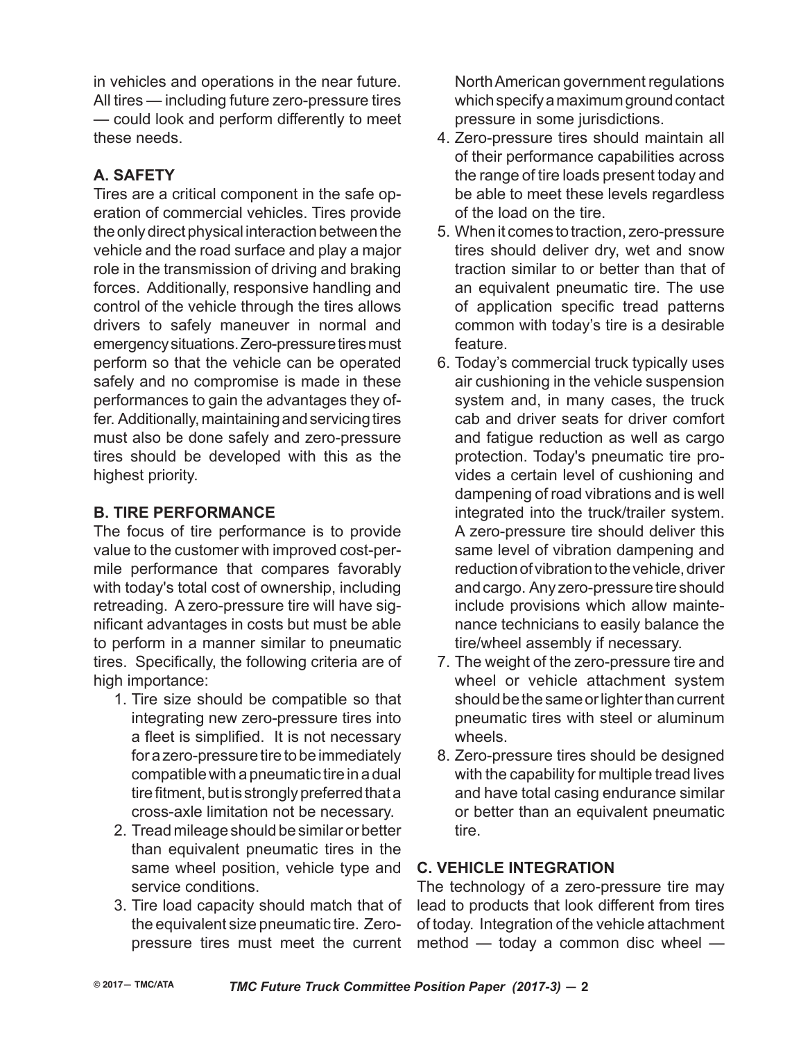in vehicles and operations in the near future. All tires — including future zero-pressure tires — could look and perform differently to meet these needs.

### A. SAFETY

Tires are a critical component in the safe operation of commercial vehicles. Tires provide the only direct physical interaction between the vehicle and the road surface and play a major role in the transmission of driving and braking forces. Additionally, responsive handling and control of the vehicle through the tires allows drivers to safely maneuver in normal and emergency situations. Zero-pressure tires must perform so that the vehicle can be operated safely and no compromise is made in these performances to gain the advantages they offer. Additionally, maintaining and servicing tires must also be done safely and zero-pressure tires should be developed with this as the highest priority.

### B. TIRE PERFORMANCE

The focus of tire performance is to provide value to the customer with improved cost-per-mile performance that compares favorably with today's total cost of ownership, including retreading. A zero-pressure tire will have significant advantages in costs but must be able to perform in a manner similar to pneumatic tires. Specifically, the following criteria are of high importance:

1. Tire size should be compatible so that integrating new zero-pressure tires into a fleet is simplified. It is not necessary for a zero-pressure tire to be immediately compatible with a pneumatic tire in a dual tire fitment, but is strongly preferred that a cross-axle limitation not be necessary.
2. Tread mileage should be similar or better than equivalent pneumatic tires in the same wheel position, vehicle type and service conditions.
3. Tire load capacity should match that of the equivalent size pneumatic tire. Zero-pressure tires must meet the current North American government regulations which specify a maximum ground contact pressure in some jurisdictions.
4. Zero-pressure tires should maintain all of their performance capabilities across the range of tire loads present today and be able to meet these levels regardless of the load on the tire.
5. When it comes to traction, zero-pressure tires should deliver dry, wet and snow traction similar to or better than that of an equivalent pneumatic tire. The use of application specific tread patterns common with today's tire is a desirable feature.
6. Today's commercial truck typically uses air cushioning in the vehicle suspension system and, in many cases, the truck cab and driver seats for driver comfort and fatigue reduction as well as cargo protection. Today's pneumatic tire provides a certain level of cushioning and dampening of road vibrations and is well integrated into the truck/trailer system. A zero-pressure tire should deliver this same level of vibration dampening and reduction of vibration to the vehicle, driver and cargo. Any zero-pressure tire should include provisions which allow maintenance technicians to easily balance the tire/wheel assembly if necessary.
7. The weight of the zero-pressure tire and wheel or vehicle attachment system should be the same or lighter than current pneumatic tires with steel or aluminum wheels.
8. Zero-pressure tires should be designed with the capability for multiple tread lives and have total casing endurance similar or better than an equivalent pneumatic tire.

### C. VEHICLE INTEGRATION

The technology of a zero-pressure tire may lead to products that look different from tires of today. Integration of the vehicle attachment method — today a common disc wheel —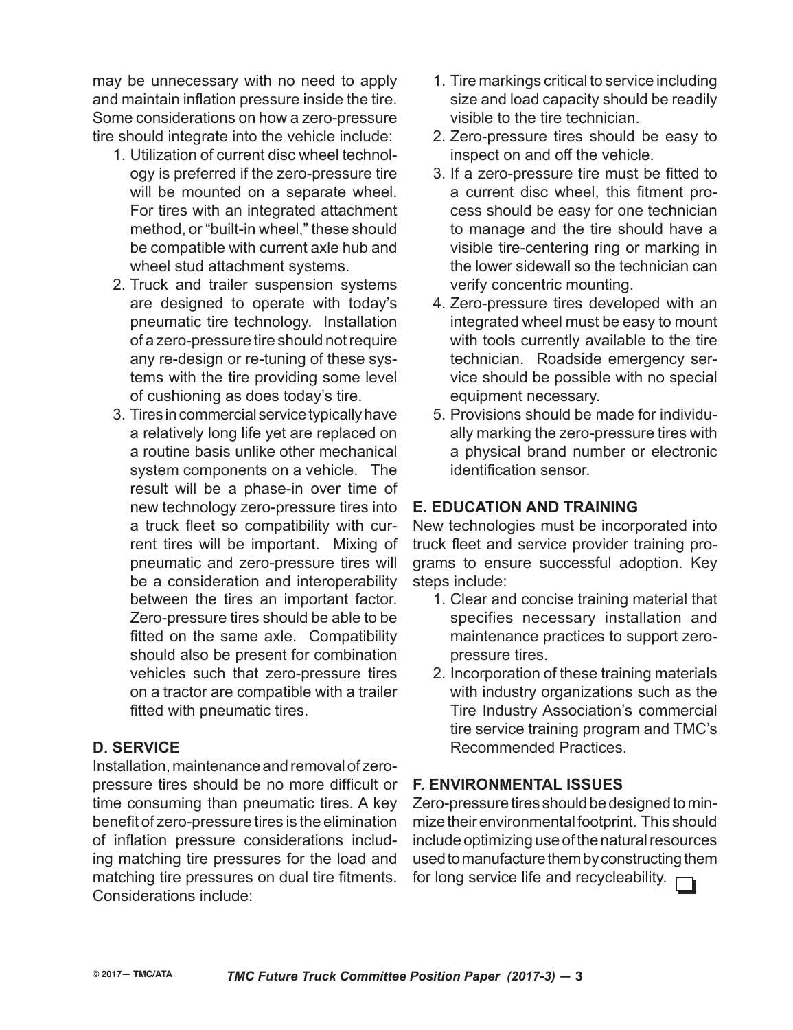may be unnecessary with no need to apply and maintain inflation pressure inside the tire. Some considerations on how a zero-pressure tire should integrate into the vehicle include:

1. Utilization of current disc wheel technology is preferred if the zero-pressure tire will be mounted on a separate wheel. For tires with an integrated attachment method, or "built-in wheel," these should be compatible with current axle hub and wheel stud attachment systems.
2. Truck and trailer suspension systems are designed to operate with today's pneumatic tire technology. Installation of a zero-pressure tire should not require any re-design or re-tuning of these systems with the tire providing some level of cushioning as does today's tire.
3. Tires in commercial service typically have a relatively long life yet are replaced on a routine basis unlike other mechanical system components on a vehicle. The result will be a phase-in over time of new technology zero-pressure tires into a truck fleet so compatibility with current tires will be important. Mixing of pneumatic and zero-pressure tires will be a consideration and interoperability between the tires an important factor. Zero-pressure tires should be able to be fitted on the same axle. Compatibility should also be present for combination vehicles such that zero-pressure tires on a tractor are compatible with a trailer fitted with pneumatic tires.

## D. SERVICE

Installation, maintenance and removal of zero-pressure tires should be no more difficult or time consuming than pneumatic tires. A key benefit of zero-pressure tires is the elimination of inflation pressure considerations including matching tire pressures for the load and matching tire pressures on dual tire fitments. Considerations include:

1. Tire markings critical to service including size and load capacity should be readily visible to the tire technician.
2. Zero-pressure tires should be easy to inspect on and off the vehicle.
3. If a zero-pressure tire must be fitted to a current disc wheel, this fitment process should be easy for one technician to manage and the tire should have a visible tire-centering ring or marking in the lower sidewall so the technician can verify concentric mounting.
4. Zero-pressure tires developed with an integrated wheel must be easy to mount with tools currently available to the tire technician. Roadside emergency service should be possible with no special equipment necessary.
5. Provisions should be made for individually marking the zero-pressure tires with a physical brand number or electronic identification sensor.

## E. EDUCATION AND TRAINING

New technologies must be incorporated into truck fleet and service provider training programs to ensure successful adoption. Key steps include:

1. Clear and concise training material that specifies necessary installation and maintenance practices to support zero-pressure tires.
2. Incorporation of these training materials with industry organizations such as the Tire Industry Association's commercial tire service training program and TMC's Recommended Practices.

## F. ENVIRONMENTAL ISSUES

Zero-pressure tires should be designed to minmize their environmental footprint. This should include optimizing use of the natural resources used to manufacture them by constructing them for long service life and recycleability.